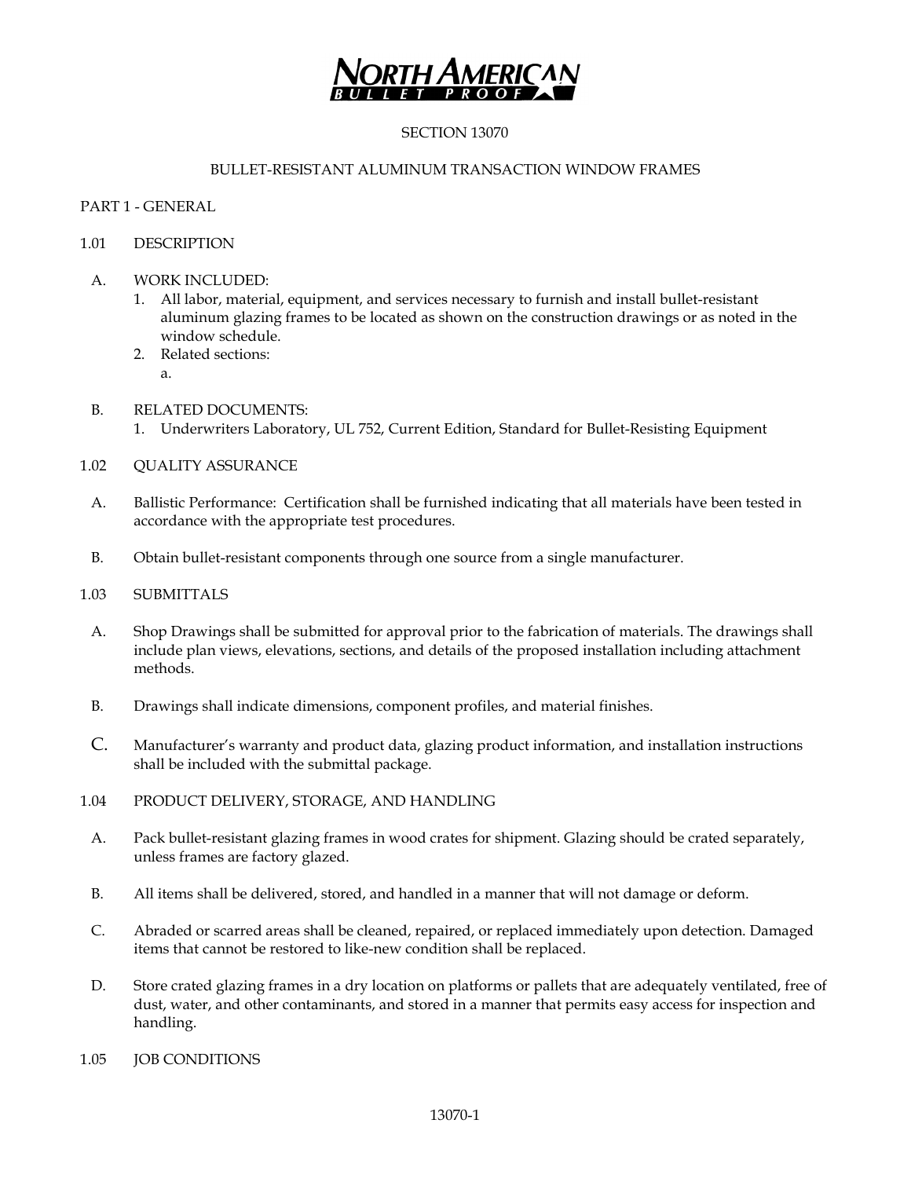NORTH AMERICAN BULLET PROOF

# SECTION 13070

# BULLET-RESISTANT ALUMINUM TRANSACTION WINDOW FRAMES

## PART 1 - GENERAL

### 1.01 DESCRIPTION

A. WORK INCLUDED:
   1. All labor, material, equipment, and services necessary to furnish and install bullet-resistant aluminum glazing frames to be located as shown on the construction drawings or as noted in the window schedule.
   2. Related sections:
      a.

B. RELATED DOCUMENTS:
   1. Underwriters Laboratory, UL 752, Current Edition, Standard for Bullet-Resisting Equipment

### 1.02 QUALITY ASSURANCE

A. Ballistic Performance: Certification shall be furnished indicating that all materials have been tested in accordance with the appropriate test procedures.

B. Obtain bullet-resistant components through one source from a single manufacturer.

### 1.03 SUBMITTALS

A. Shop Drawings shall be submitted for approval prior to the fabrication of materials. The drawings shall include plan views, elevations, sections, and details of the proposed installation including attachment methods.

B. Drawings shall indicate dimensions, component profiles, and material finishes.

C. Manufacturer's warranty and product data, glazing product information, and installation instructions shall be included with the submittal package.

### 1.04 PRODUCT DELIVERY, STORAGE, AND HANDLING

A. Pack bullet-resistant glazing frames in wood crates for shipment. Glazing should be crated separately, unless frames are factory glazed.

B. All items shall be delivered, stored, and handled in a manner that will not damage or deform.

C. Abraded or scarred areas shall be cleaned, repaired, or replaced immediately upon detection. Damaged items that cannot be restored to like-new condition shall be replaced.

D. Store crated glazing frames in a dry location on platforms or pallets that are adequately ventilated, free of dust, water, and other contaminants, and stored in a manner that permits easy access for inspection and handling.

### 1.05 JOB CONDITIONS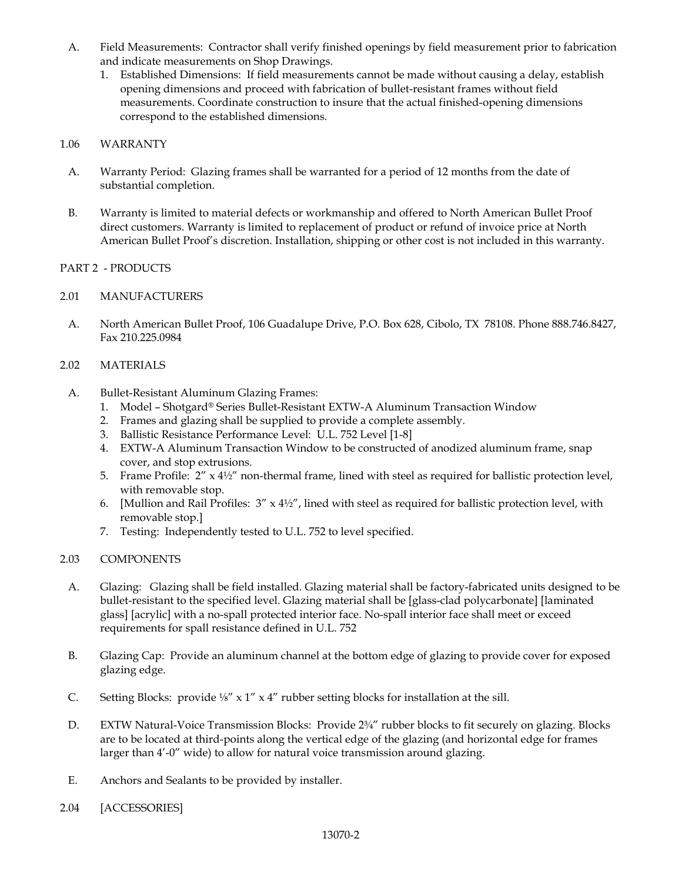A. Field Measurements: Contractor shall verify finished openings by field measurement prior to fabrication and indicate measurements on Shop Drawings.
   1. Established Dimensions: If field measurements cannot be made without causing a delay, establish opening dimensions and proceed with fabrication of bullet-resistant frames without field measurements. Coordinate construction to insure that the actual finished-opening dimensions correspond to the established dimensions.

1.06 WARRANTY

A. Warranty Period: Glazing frames shall be warranted for a period of 12 months from the date of substantial completion.

B. Warranty is limited to material defects or workmanship and offered to North American Bullet Proof direct customers. Warranty is limited to replacement of product or refund of invoice price at North American Bullet Proof's discretion. Installation, shipping or other cost is not included in this warranty.

PART 2 - PRODUCTS

2.01 MANUFACTURERS

A. North American Bullet Proof, 106 Guadalupe Drive, P.O. Box 628, Cibolo, TX 78108. Phone 888.746.8427, Fax 210.225.0984

2.02 MATERIALS

A. Bullet-Resistant Aluminum Glazing Frames:
   1. Model – Shotgard® Series Bullet-Resistant EXTW-A Aluminum Transaction Window
   2. Frames and glazing shall be supplied to provide a complete assembly.
   3. Ballistic Resistance Performance Level: U.L. 752 Level [1-8]
   4. EXTW-A Aluminum Transaction Window to be constructed of anodized aluminum frame, snap cover, and stop extrusions.
   5. Frame Profile: 2″ x 4½″ non-thermal frame, lined with steel as required for ballistic protection level, with removable stop.
   6. [Mullion and Rail Profiles: 3″ x 4½″, lined with steel as required for ballistic protection level, with removable stop.]
   7. Testing: Independently tested to U.L. 752 to level specified.

2.03 COMPONENTS

A. Glazing: Glazing shall be field installed. Glazing material shall be factory-fabricated units designed to be bullet-resistant to the specified level. Glazing material shall be [glass-clad polycarbonate] [laminated glass] [acrylic] with a no-spall protected interior face. No-spall interior face shall meet or exceed requirements for spall resistance defined in U.L. 752

B. Glazing Cap: Provide an aluminum channel at the bottom edge of glazing to provide cover for exposed glazing edge.

C. Setting Blocks: provide ⅛″ x 1″ x 4″ rubber setting blocks for installation at the sill.

D. EXTW Natural-Voice Transmission Blocks: Provide 2¾″ rubber blocks to fit securely on glazing. Blocks are to be located at third-points along the vertical edge of the glazing (and horizontal edge for frames larger than 4′-0″ wide) to allow for natural voice transmission around glazing.

E. Anchors and Sealants to be provided by installer.

2.04 [ACCESSORIES]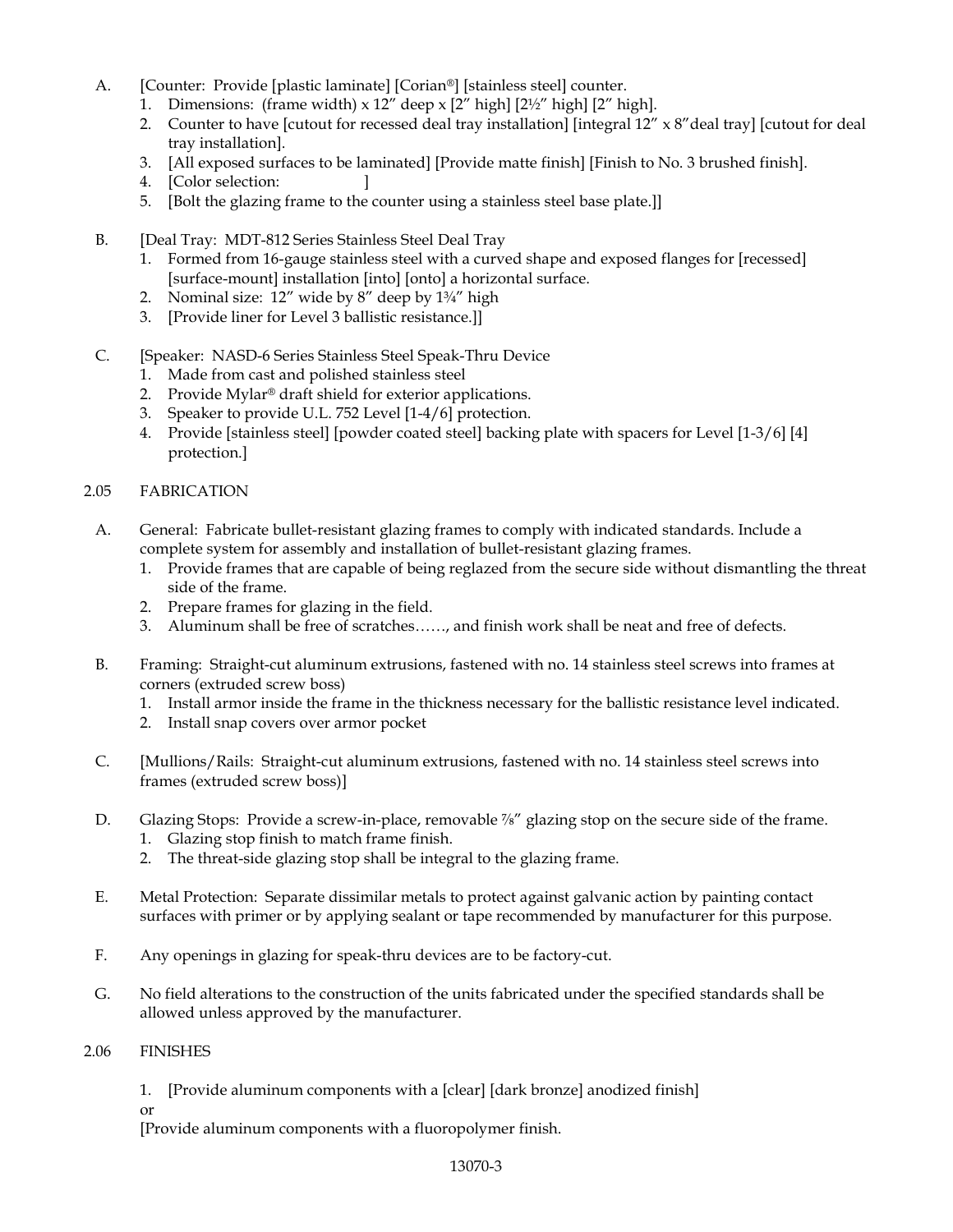A. [Counter: Provide [plastic laminate] [Corian®] [stainless steel] counter.
   1. Dimensions: (frame width) x 12″ deep x [2″ high] [2½″ high] [2″ high].
   2. Counter to have [cutout for recessed deal tray installation] [integral 12″ x 8″deal tray] [cutout for deal tray installation].
   3. [All exposed surfaces to be laminated] [Provide matte finish] [Finish to No. 3 brushed finish].
   4. [Color selection: ]
   5. [Bolt the glazing frame to the counter using a stainless steel base plate.]]

B. [Deal Tray: MDT-812 Series Stainless Steel Deal Tray
   1. Formed from 16-gauge stainless steel with a curved shape and exposed flanges for [recessed] [surface-mount] installation [into] [onto] a horizontal surface.
   2. Nominal size: 12″ wide by 8″ deep by 1¾″ high
   3. [Provide liner for Level 3 ballistic resistance.]]

C. [Speaker: NASD-6 Series Stainless Steel Speak-Thru Device
   1. Made from cast and polished stainless steel
   2. Provide Mylar® draft shield for exterior applications.
   3. Speaker to provide U.L. 752 Level [1-4/6] protection.
   4. Provide [stainless steel] [powder coated steel] backing plate with spacers for Level [1-3/6] [4] protection.]

2.05 FABRICATION

A. General: Fabricate bullet-resistant glazing frames to comply with indicated standards. Include a complete system for assembly and installation of bullet-resistant glazing frames.
   1. Provide frames that are capable of being reglazed from the secure side without dismantling the threat side of the frame.
   2. Prepare frames for glazing in the field.
   3. Aluminum shall be free of scratches……, and finish work shall be neat and free of defects.

B. Framing: Straight-cut aluminum extrusions, fastened with no. 14 stainless steel screws into frames at corners (extruded screw boss)
   1. Install armor inside the frame in the thickness necessary for the ballistic resistance level indicated.
   2. Install snap covers over armor pocket

C. [Mullions/Rails: Straight-cut aluminum extrusions, fastened with no. 14 stainless steel screws into frames (extruded screw boss)]

D. Glazing Stops: Provide a screw-in-place, removable ⅞″ glazing stop on the secure side of the frame.
   1. Glazing stop finish to match frame finish.
   2. The threat-side glazing stop shall be integral to the glazing frame.

E. Metal Protection: Separate dissimilar metals to protect against galvanic action by painting contact surfaces with primer or by applying sealant or tape recommended by manufacturer for this purpose.

F. Any openings in glazing for speak-thru devices are to be factory-cut.

G. No field alterations to the construction of the units fabricated under the specified standards shall be allowed unless approved by the manufacturer.

2.06 FINISHES

1. [Provide aluminum components with a [clear] [dark bronze] anodized finish]

or

[Provide aluminum components with a fluoropolymer finish.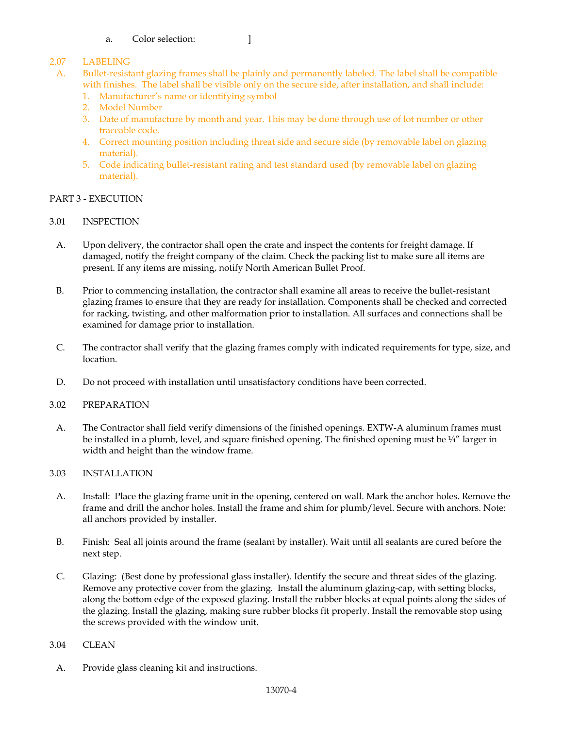a. Color selection: ]

2.07 LABELING

A. Bullet-resistant glazing frames shall be plainly and permanently labeled. The label shall be compatible with finishes. The label shall be visible only on the secure side, after installation, and shall include:

1. Manufacturer's name or identifying symbol
2. Model Number
3. Date of manufacture by month and year. This may be done through use of lot number or other traceable code.
4. Correct mounting position including threat side and secure side (by removable label on glazing material).
5. Code indicating bullet-resistant rating and test standard used (by removable label on glazing material).

PART 3 - EXECUTION

3.01 INSPECTION

A. Upon delivery, the contractor shall open the crate and inspect the contents for freight damage. If damaged, notify the freight company of the claim. Check the packing list to make sure all items are present. If any items are missing, notify North American Bullet Proof.

B. Prior to commencing installation, the contractor shall examine all areas to receive the bullet-resistant glazing frames to ensure that they are ready for installation. Components shall be checked and corrected for racking, twisting, and other malformation prior to installation. All surfaces and connections shall be examined for damage prior to installation.

C. The contractor shall verify that the glazing frames comply with indicated requirements for type, size, and location.

D. Do not proceed with installation until unsatisfactory conditions have been corrected.

3.02 PREPARATION

A. The Contractor shall field verify dimensions of the finished openings. EXTW-A aluminum frames must be installed in a plumb, level, and square finished opening. The finished opening must be ¼" larger in width and height than the window frame.

3.03 INSTALLATION

A. Install: Place the glazing frame unit in the opening, centered on wall. Mark the anchor holes. Remove the frame and drill the anchor holes. Install the frame and shim for plumb/level. Secure with anchors. Note: all anchors provided by installer.

B. Finish: Seal all joints around the frame (sealant by installer). Wait until all sealants are cured before the next step.

C. Glazing: (Best done by professional glass installer). Identify the secure and threat sides of the glazing. Remove any protective cover from the glazing. Install the aluminum glazing-cap, with setting blocks, along the bottom edge of the exposed glazing. Install the rubber blocks at equal points along the sides of the glazing. Install the glazing, making sure rubber blocks fit properly. Install the removable stop using the screws provided with the window unit.

3.04 CLEAN

A. Provide glass cleaning kit and instructions.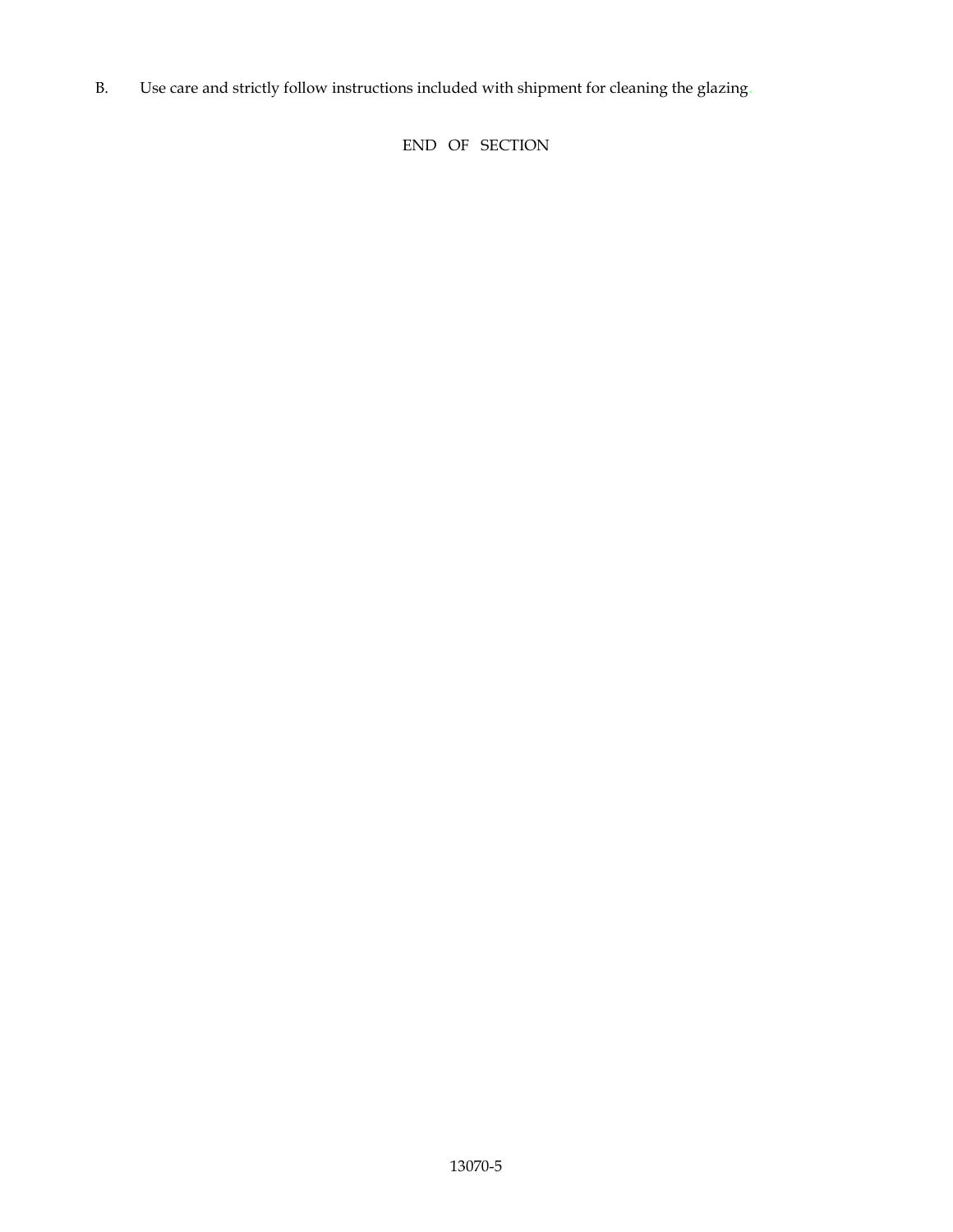B. Use care and strictly follow instructions included with shipment for cleaning the glazing.

END OF SECTION